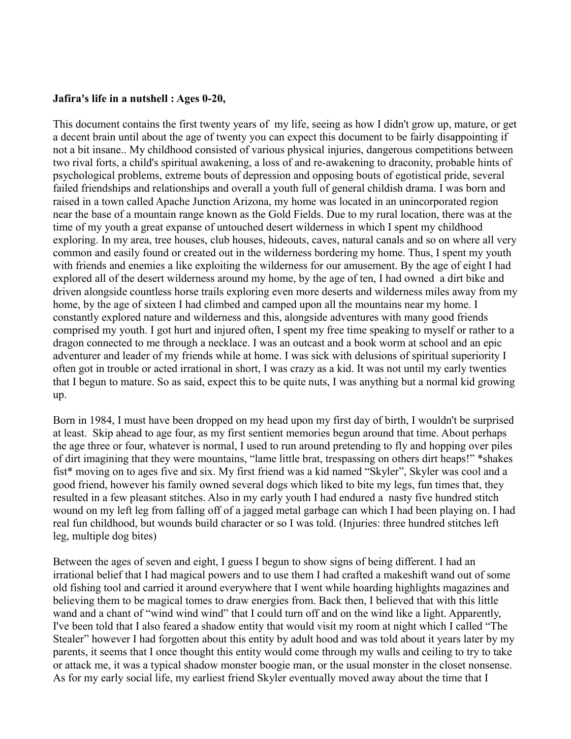**Jafira's life in a nutshell : Ages 0-20,**

This document contains the first twenty years of  my life, seeing as how I didn't grow up, mature, or get a decent brain until about the age of twenty you can expect this document to be fairly disappointing if not a bit insane.. My childhood consisted of various physical injuries, dangerous competitions between two rival forts, a child's spiritual awakening, a loss of and re-awakening to draconity, probable hints of psychological problems, extreme bouts of depression and opposing bouts of egotistical pride, several failed friendships and relationships and overall a youth full of general childish drama. I was born and raised in a town called Apache Junction Arizona, my home was located in an unincorporated region near the base of a mountain range known as the Gold Fields. Due to my rural location, there was at the time of my youth a great expanse of untouched desert wilderness in which I spent my childhood exploring. In my area, tree houses, club houses, hideouts, caves, natural canals and so on where all very common and easily found or created out in the wilderness bordering my home. Thus, I spent my youth with friends and enemies a like exploiting the wilderness for our amusement. By the age of eight I had explored all of the desert wilderness around my home, by the age of ten, I had owned  a dirt bike and driven alongside countless horse trails exploring even more deserts and wilderness miles away from my home, by the age of sixteen I had climbed and camped upon all the mountains near my home. I constantly explored nature and wilderness and this, alongside adventures with many good friends comprised my youth. I got hurt and injured often, I spent my free time speaking to myself or rather to a dragon connected to me through a necklace. I was an outcast and a book worm at school and an epic adventurer and leader of my friends while at home. I was sick with delusions of spiritual superiority I often got in trouble or acted irrational in short, I was crazy as a kid. It was not until my early twenties that I begun to mature. So as said, expect this to be quite nuts, I was anything but a normal kid growing up.

Born in 1984, I must have been dropped on my head upon my first day of birth, I wouldn't be surprised at least.  Skip ahead to age four, as my first sentient memories begun around that time. About perhaps the age three or four, whatever is normal, I used to run around pretending to fly and hopping over piles of dirt imagining that they were mountains, "lame little brat, trespassing on others dirt heaps!" *shakes fist* moving on to ages five and six. My first friend was a kid named "Skyler", Skyler was cool and a good friend, however his family owned several dogs which liked to bite my legs, fun times that, they resulted in a few pleasant stitches. Also in my early youth I had endured a  nasty five hundred stitch wound on my left leg from falling off of a jagged metal garbage can which I had been playing on. I had real fun childhood, but wounds build character or so I was told. (Injuries: three hundred stitches left leg, multiple dog bites)

Between the ages of seven and eight, I guess I begun to show signs of being different. I had an irrational belief that I had magical powers and to use them I had crafted a makeshift wand out of some old fishing tool and carried it around everywhere that I went while hoarding highlights magazines and believing them to be magical tomes to draw energies from. Back then, I believed that with this little wand and a chant of "wind wind wind" that I could turn off and on the wind like a light. Apparently, I've been told that I also feared a shadow entity that would visit my room at night which I called "The Stealer" however I had forgotten about this entity by adult hood and was told about it years later by my parents, it seems that I once thought this entity would come through my walls and ceiling to try to take or attack me, it was a typical shadow monster boogie man, or the usual monster in the closet nonsense. As for my early social life, my earliest friend Skyler eventually moved away about the time that I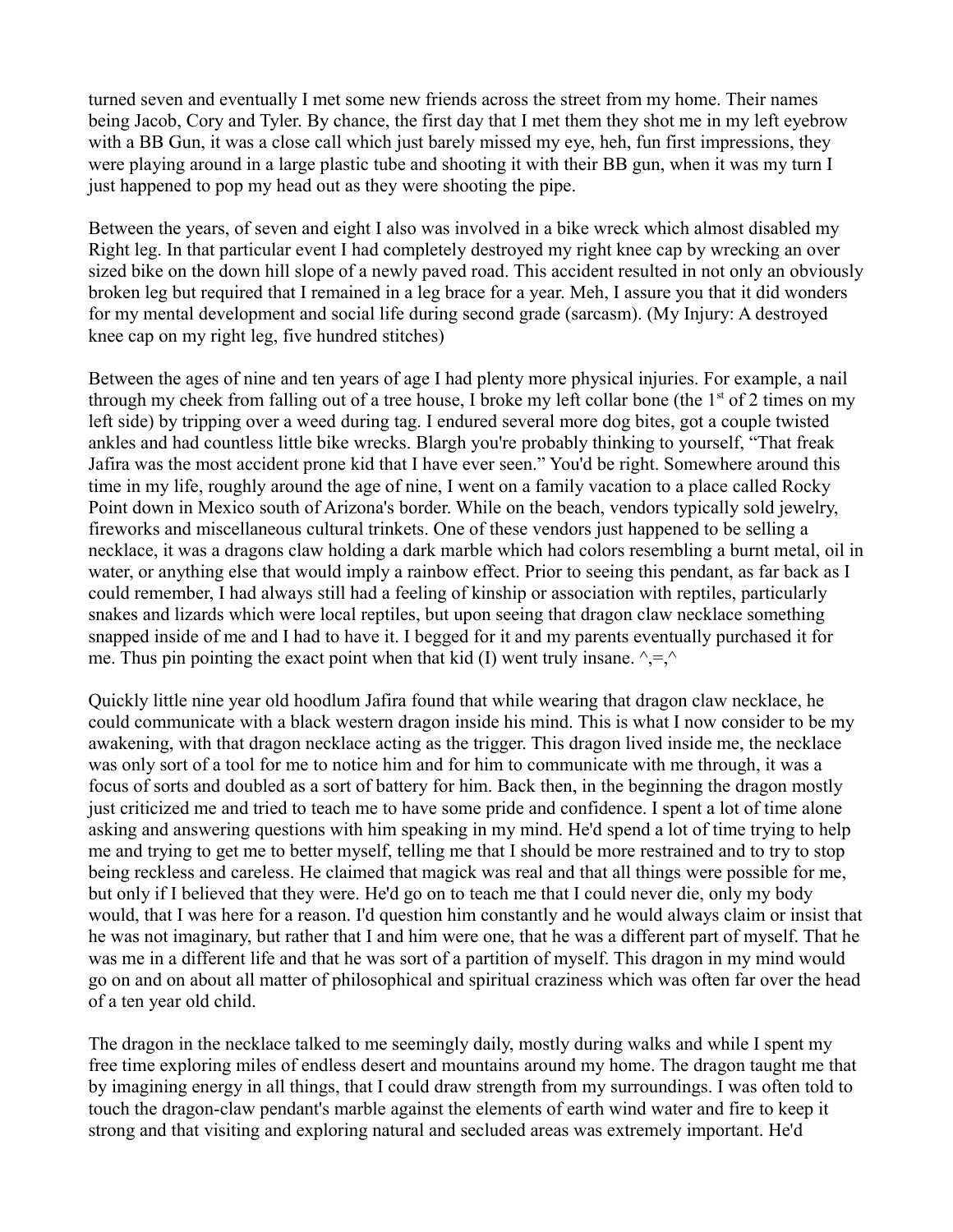turned seven and eventually I met some new friends across the street from my home. Their names being Jacob, Cory and Tyler. By chance, the first day that I met them they shot me in my left eyebrow with a BB Gun, it was a close call which just barely missed my eye, heh, fun first impressions, they were playing around in a large plastic tube and shooting it with their BB gun, when it was my turn I just happened to pop my head out as they were shooting the pipe.

Between the years, of seven and eight I also was involved in a bike wreck which almost disabled my Right leg. In that particular event I had completely destroyed my right knee cap by wrecking an over sized bike on the down hill slope of a newly paved road. This accident resulted in not only an obviously broken leg but required that I remained in a leg brace for a year. Meh, I assure you that it did wonders for my mental development and social life during second grade (sarcasm). (My Injury: A destroyed knee cap on my right leg, five hundred stitches)

Between the ages of nine and ten years of age I had plenty more physical injuries. For example, a nail through my cheek from falling out of a tree house, I broke my left collar bone (the 1st of 2 times on my left side) by tripping over a weed during tag. I endured several more dog bites, got a couple twisted ankles and had countless little bike wrecks. Blargh you're probably thinking to yourself, "That freak Jafira was the most accident prone kid that I have ever seen." You'd be right. Somewhere around this time in my life, roughly around the age of nine, I went on a family vacation to a place called Rocky Point down in Mexico south of Arizona's border. While on the beach, vendors typically sold jewelry, fireworks and miscellaneous cultural trinkets. One of these vendors just happened to be selling a necklace, it was a dragons claw holding a dark marble which had colors resembling a burnt metal, oil in water, or anything else that would imply a rainbow effect. Prior to seeing this pendant, as far back as I could remember, I had always still had a feeling of kinship or association with reptiles, particularly snakes and lizards which were local reptiles, but upon seeing that dragon claw necklace something snapped inside of me and I had to have it. I begged for it and my parents eventually purchased it for me. Thus pin pointing the exact point when that kid (I) went truly insane. ^,=,^

Quickly little nine year old hoodlum Jafira found that while wearing that dragon claw necklace, he could communicate with a black western dragon inside his mind. This is what I now consider to be my awakening, with that dragon necklace acting as the trigger. This dragon lived inside me, the necklace was only sort of a tool for me to notice him and for him to communicate with me through, it was a focus of sorts and doubled as a sort of battery for him. Back then, in the beginning the dragon mostly just criticized me and tried to teach me to have some pride and confidence. I spent a lot of time alone asking and answering questions with him speaking in my mind. He'd spend a lot of time trying to help me and trying to get me to better myself, telling me that I should be more restrained and to try to stop being reckless and careless. He claimed that magick was real and that all things were possible for me, but only if I believed that they were. He'd go on to teach me that I could never die, only my body would, that I was here for a reason. I'd question him constantly and he would always claim or insist that he was not imaginary, but rather that I and him were one, that he was a different part of myself. That he was me in a different life and that he was sort of a partition of myself. This dragon in my mind would go on and on about all matter of philosophical and spiritual craziness which was often far over the head of a ten year old child.

The dragon in the necklace talked to me seemingly daily, mostly during walks and while I spent my free time exploring miles of endless desert and mountains around my home. The dragon taught me that by imagining energy in all things, that I could draw strength from my surroundings. I was often told to touch the dragon-claw pendant's marble against the elements of earth wind water and fire to keep it strong and that visiting and exploring natural and secluded areas was extremely important. He'd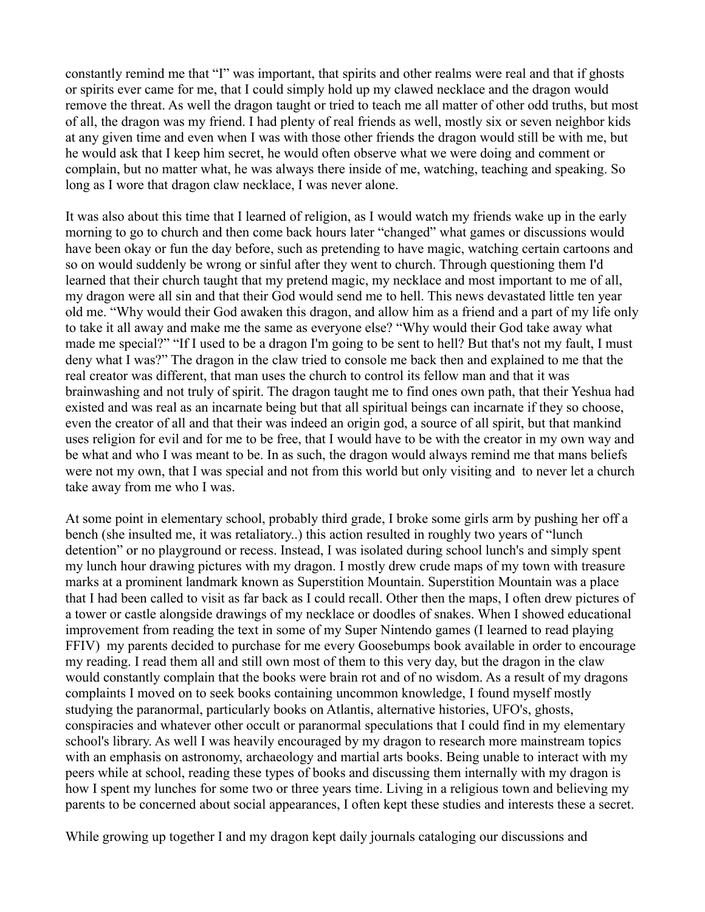constantly remind me that "I" was important, that spirits and other realms were real and that if ghosts or spirits ever came for me, that I could simply hold up my clawed necklace and the dragon would remove the threat. As well the dragon taught or tried to teach me all matter of other odd truths, but most of all, the dragon was my friend. I had plenty of real friends as well, mostly six or seven neighbor kids at any given time and even when I was with those other friends the dragon would still be with me, but he would ask that I keep him secret, he would often observe what we were doing and comment or complain, but no matter what, he was always there inside of me, watching, teaching and speaking. So long as I wore that dragon claw necklace, I was never alone.

It was also about this time that I learned of religion, as I would watch my friends wake up in the early morning to go to church and then come back hours later "changed" what games or discussions would have been okay or fun the day before, such as pretending to have magic, watching certain cartoons and so on would suddenly be wrong or sinful after they went to church. Through questioning them I'd learned that their church taught that my pretend magic, my necklace and most important to me of all, my dragon were all sin and that their God would send me to hell. This news devastated little ten year old me. "Why would their God awaken this dragon, and allow him as a friend and a part of my life only to take it all away and make me the same as everyone else? "Why would their God take away what made me special?" "If I used to be a dragon I'm going to be sent to hell? But that's not my fault, I must deny what I was?" The dragon in the claw tried to console me back then and explained to me that the real creator was different, that man uses the church to control its fellow man and that it was brainwashing and not truly of spirit. The dragon taught me to find ones own path, that their Yeshua had existed and was real as an incarnate being but that all spiritual beings can incarnate if they so choose, even the creator of all and that their was indeed an origin god, a source of all spirit, but that mankind uses religion for evil and for me to be free, that I would have to be with the creator in my own way and be what and who I was meant to be. In as such, the dragon would always remind me that mans beliefs were not my own, that I was special and not from this world but only visiting and to never let a church take away from me who I was.

At some point in elementary school, probably third grade, I broke some girls arm by pushing her off a bench (she insulted me, it was retaliatory..) this action resulted in roughly two years of "lunch detention" or no playground or recess. Instead, I was isolated during school lunch's and simply spent my lunch hour drawing pictures with my dragon. I mostly drew crude maps of my town with treasure marks at a prominent landmark known as Superstition Mountain. Superstition Mountain was a place that I had been called to visit as far back as I could recall. Other then the maps, I often drew pictures of a tower or castle alongside drawings of my necklace or doodles of snakes. When I showed educational improvement from reading the text in some of my Super Nintendo games (I learned to read playing FFIV) my parents decided to purchase for me every Goosebumps book available in order to encourage my reading. I read them all and still own most of them to this very day, but the dragon in the claw would constantly complain that the books were brain rot and of no wisdom. As a result of my dragons complaints I moved on to seek books containing uncommon knowledge, I found myself mostly studying the paranormal, particularly books on Atlantis, alternative histories, UFO's, ghosts, conspiracies and whatever other occult or paranormal speculations that I could find in my elementary school's library. As well I was heavily encouraged by my dragon to research more mainstream topics with an emphasis on astronomy, archaeology and martial arts books. Being unable to interact with my peers while at school, reading these types of books and discussing them internally with my dragon is how I spent my lunches for some two or three years time. Living in a religious town and believing my parents to be concerned about social appearances, I often kept these studies and interests these a secret.

While growing up together I and my dragon kept daily journals cataloging our discussions and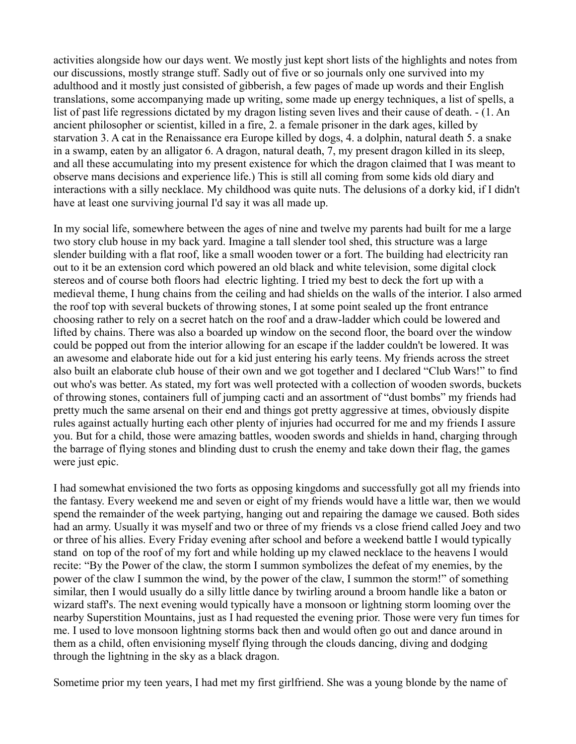activities alongside how our days went. We mostly just kept short lists of the highlights and notes from our discussions, mostly strange stuff. Sadly out of five or so journals only one survived into my adulthood and it mostly just consisted of gibberish, a few pages of made up words and their English translations, some accompanying made up writing, some made up energy techniques, a list of spells, a list of past life regressions dictated by my dragon listing seven lives and their cause of death. - (1. An ancient philosopher or scientist, killed in a fire, 2. a female prisoner in the dark ages, killed by starvation 3. A cat in the Renaissance era Europe killed by dogs, 4. a dolphin, natural death 5. a snake in a swamp, eaten by an alligator 6. A dragon, natural death, 7, my present dragon killed in its sleep, and all these accumulating into my present existence for which the dragon claimed that I was meant to observe mans decisions and experience life.) This is still all coming from some kids old diary and interactions with a silly necklace. My childhood was quite nuts. The delusions of a dorky kid, if I didn't have at least one surviving journal I'd say it was all made up.

In my social life, somewhere between the ages of nine and twelve my parents had built for me a large two story club house in my back yard. Imagine a tall slender tool shed, this structure was a large slender building with a flat roof, like a small wooden tower or a fort. The building had electricity ran out to it be an extension cord which powered an old black and white television, some digital clock stereos and of course both floors had electric lighting. I tried my best to deck the fort up with a medieval theme, I hung chains from the ceiling and had shields on the walls of the interior. I also armed the roof top with several buckets of throwing stones, I at some point sealed up the front entrance choosing rather to rely on a secret hatch on the roof and a draw-ladder which could be lowered and lifted by chains. There was also a boarded up window on the second floor, the board over the window could be popped out from the interior allowing for an escape if the ladder couldn't be lowered. It was an awesome and elaborate hide out for a kid just entering his early teens. My friends across the street also built an elaborate club house of their own and we got together and I declared "Club Wars!" to find out who's was better. As stated, my fort was well protected with a collection of wooden swords, buckets of throwing stones, containers full of jumping cacti and an assortment of "dust bombs" my friends had pretty much the same arsenal on their end and things got pretty aggressive at times, obviously dispite rules against actually hurting each other plenty of injuries had occurred for me and my friends I assure you. But for a child, those were amazing battles, wooden swords and shields in hand, charging through the barrage of flying stones and blinding dust to crush the enemy and take down their flag, the games were just epic.

I had somewhat envisioned the two forts as opposing kingdoms and successfully got all my friends into the fantasy. Every weekend me and seven or eight of my friends would have a little war, then we would spend the remainder of the week partying, hanging out and repairing the damage we caused. Both sides had an army. Usually it was myself and two or three of my friends vs a close friend called Joey and two or three of his allies. Every Friday evening after school and before a weekend battle I would typically stand on top of the roof of my fort and while holding up my clawed necklace to the heavens I would recite: "By the Power of the claw, the storm I summon symbolizes the defeat of my enemies, by the power of the claw I summon the wind, by the power of the claw, I summon the storm!" of something similar, then I would usually do a silly little dance by twirling around a broom handle like a baton or wizard staff's. The next evening would typically have a monsoon or lightning storm looming over the nearby Superstition Mountains, just as I had requested the evening prior. Those were very fun times for me. I used to love monsoon lightning storms back then and would often go out and dance around in them as a child, often envisioning myself flying through the clouds dancing, diving and dodging through the lightning in the sky as a black dragon.

Sometime prior my teen years, I had met my first girlfriend. She was a young blonde by the name of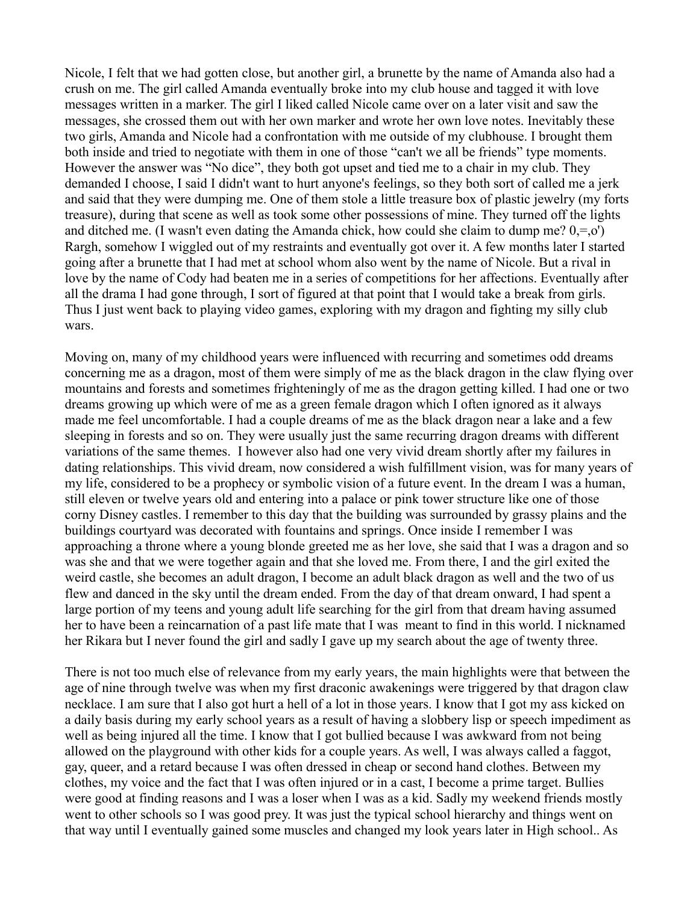Nicole, I felt that we had gotten close, but another girl, a brunette by the name of Amanda also had a crush on me. The girl called Amanda eventually broke into my club house and tagged it with love messages written in a marker. The girl I liked called Nicole came over on a later visit and saw the messages, she crossed them out with her own marker and wrote her own love notes. Inevitably these two girls, Amanda and Nicole had a confrontation with me outside of my clubhouse. I brought them both inside and tried to negotiate with them in one of those "can't we all be friends" type moments. However the answer was "No dice", they both got upset and tied me to a chair in my club. They demanded I choose, I said I didn't want to hurt anyone's feelings, so they both sort of called me a jerk and said that they were dumping me. One of them stole a little treasure box of plastic jewelry (my forts treasure), during that scene as well as took some other possessions of mine. They turned off the lights and ditched me. (I wasn't even dating the Amanda chick, how could she claim to dump me? 0,=,o') Rargh, somehow I wiggled out of my restraints and eventually got over it. A few months later I started going after a brunette that I had met at school whom also went by the name of Nicole. But a rival in love by the name of Cody had beaten me in a series of competitions for her affections. Eventually after all the drama I had gone through, I sort of figured at that point that I would take a break from girls. Thus I just went back to playing video games, exploring with my dragon and fighting my silly club wars.

Moving on, many of my childhood years were influenced with recurring and sometimes odd dreams concerning me as a dragon, most of them were simply of me as the black dragon in the claw flying over mountains and forests and sometimes frighteningly of me as the dragon getting killed. I had one or two dreams growing up which were of me as a green female dragon which I often ignored as it always made me feel uncomfortable. I had a couple dreams of me as the black dragon near a lake and a few sleeping in forests and so on. They were usually just the same recurring dragon dreams with different variations of the same themes. I however also had one very vivid dream shortly after my failures in dating relationships. This vivid dream, now considered a wish fulfillment vision, was for many years of my life, considered to be a prophecy or symbolic vision of a future event. In the dream I was a human, still eleven or twelve years old and entering into a palace or pink tower structure like one of those corny Disney castles. I remember to this day that the building was surrounded by grassy plains and the buildings courtyard was decorated with fountains and springs. Once inside I remember I was approaching a throne where a young blonde greeted me as her love, she said that I was a dragon and so was she and that we were together again and that she loved me. From there, I and the girl exited the weird castle, she becomes an adult dragon, I become an adult black dragon as well and the two of us flew and danced in the sky until the dream ended. From the day of that dream onward, I had spent a large portion of my teens and young adult life searching for the girl from that dream having assumed her to have been a reincarnation of a past life mate that I was meant to find in this world. I nicknamed her Rikara but I never found the girl and sadly I gave up my search about the age of twenty three.

There is not too much else of relevance from my early years, the main highlights were that between the age of nine through twelve was when my first draconic awakenings were triggered by that dragon claw necklace. I am sure that I also got hurt a hell of a lot in those years. I know that I got my ass kicked on a daily basis during my early school years as a result of having a slobbery lisp or speech impediment as well as being injured all the time. I know that I got bullied because I was awkward from not being allowed on the playground with other kids for a couple years. As well, I was always called a faggot, gay, queer, and a retard because I was often dressed in cheap or second hand clothes. Between my clothes, my voice and the fact that I was often injured or in a cast, I become a prime target. Bullies were good at finding reasons and I was a loser when I was as a kid. Sadly my weekend friends mostly went to other schools so I was good prey. It was just the typical school hierarchy and things went on that way until I eventually gained some muscles and changed my look years later in High school.. As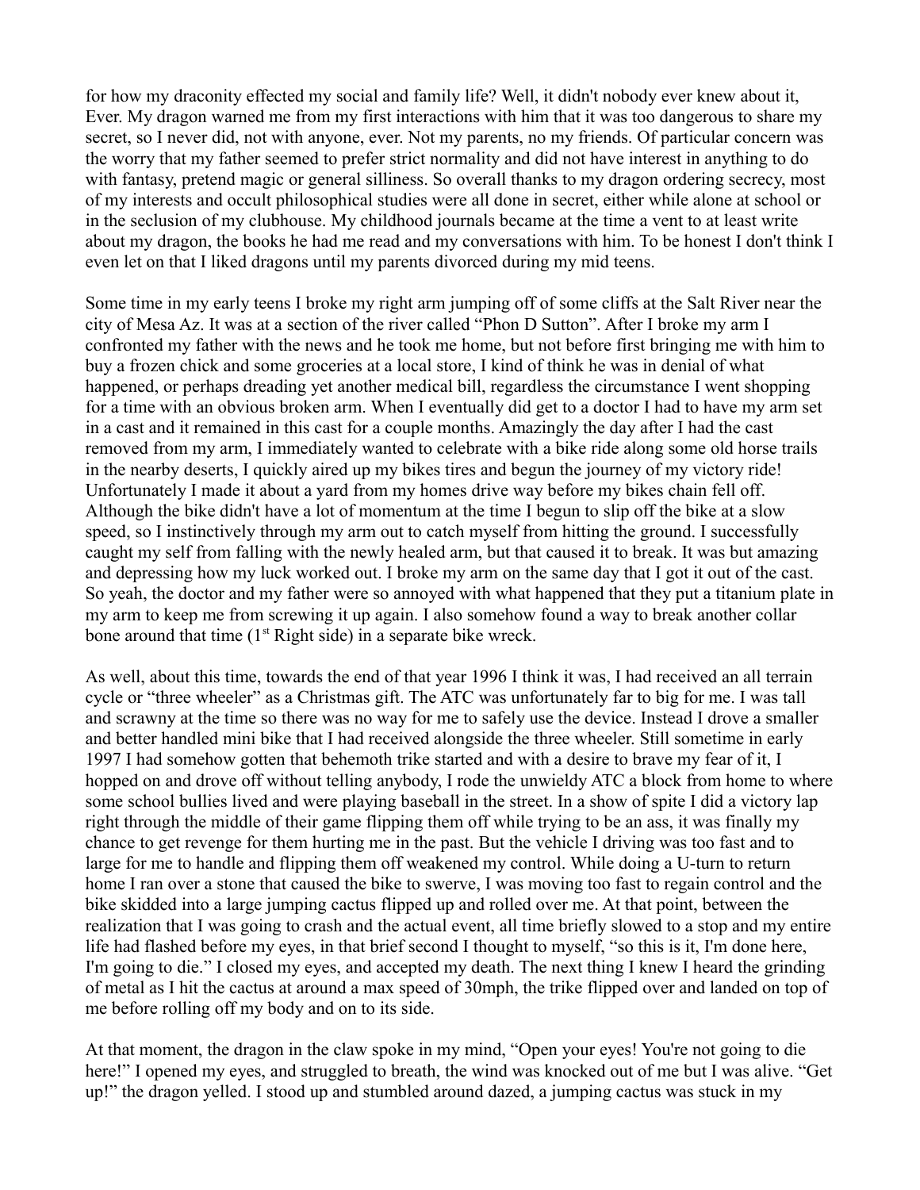for how my draconity effected my social and family life? Well, it didn't nobody ever knew about it, Ever. My dragon warned me from my first interactions with him that it was too dangerous to share my secret, so I never did, not with anyone, ever. Not my parents, no my friends. Of particular concern was the worry that my father seemed to prefer strict normality and did not have interest in anything to do with fantasy, pretend magic or general silliness. So overall thanks to my dragon ordering secrecy, most of my interests and occult philosophical studies were all done in secret, either while alone at school or in the seclusion of my clubhouse. My childhood journals became at the time a vent to at least write about my dragon, the books he had me read and my conversations with him. To be honest I don't think I even let on that I liked dragons until my parents divorced during my mid teens.

Some time in my early teens I broke my right arm jumping off of some cliffs at the Salt River near the city of Mesa Az. It was at a section of the river called "Phon D Sutton". After I broke my arm I confronted my father with the news and he took me home, but not before first bringing me with him to buy a frozen chick and some groceries at a local store, I kind of think he was in denial of what happened, or perhaps dreading yet another medical bill, regardless the circumstance I went shopping for a time with an obvious broken arm. When I eventually did get to a doctor I had to have my arm set in a cast and it remained in this cast for a couple months. Amazingly the day after I had the cast removed from my arm, I immediately wanted to celebrate with a bike ride along some old horse trails in the nearby deserts, I quickly aired up my bikes tires and begun the journey of my victory ride! Unfortunately I made it about a yard from my homes drive way before my bikes chain fell off. Although the bike didn't have a lot of momentum at the time I begun to slip off the bike at a slow speed, so I instinctively through my arm out to catch myself from hitting the ground. I successfully caught my self from falling with the newly healed arm, but that caused it to break. It was but amazing and depressing how my luck worked out. I broke my arm on the same day that I got it out of the cast. So yeah, the doctor and my father were so annoyed with what happened that they put a titanium plate in my arm to keep me from screwing it up again. I also somehow found a way to break another collar bone around that time (1st Right side) in a separate bike wreck.

As well, about this time, towards the end of that year 1996 I think it was, I had received an all terrain cycle or "three wheeler" as a Christmas gift. The ATC was unfortunately far to big for me. I was tall and scrawny at the time so there was no way for me to safely use the device. Instead I drove a smaller and better handled mini bike that I had received alongside the three wheeler. Still sometime in early 1997 I had somehow gotten that behemoth trike started and with a desire to brave my fear of it, I hopped on and drove off without telling anybody, I rode the unwieldy ATC a block from home to where some school bullies lived and were playing baseball in the street. In a show of spite I did a victory lap right through the middle of their game flipping them off while trying to be an ass, it was finally my chance to get revenge for them hurting me in the past. But the vehicle I driving was too fast and to large for me to handle and flipping them off weakened my control. While doing a U-turn to return home I ran over a stone that caused the bike to swerve, I was moving too fast to regain control and the bike skidded into a large jumping cactus flipped up and rolled over me. At that point, between the realization that I was going to crash and the actual event, all time briefly slowed to a stop and my entire life had flashed before my eyes, in that brief second I thought to myself, "so this is it, I'm done here, I'm going to die." I closed my eyes, and accepted my death. The next thing I knew I heard the grinding of metal as I hit the cactus at around a max speed of 30mph, the trike flipped over and landed on top of me before rolling off my body and on to its side.

At that moment, the dragon in the claw spoke in my mind, "Open your eyes! You're not going to die here!" I opened my eyes, and struggled to breath, the wind was knocked out of me but I was alive. "Get up!" the dragon yelled. I stood up and stumbled around dazed, a jumping cactus was stuck in my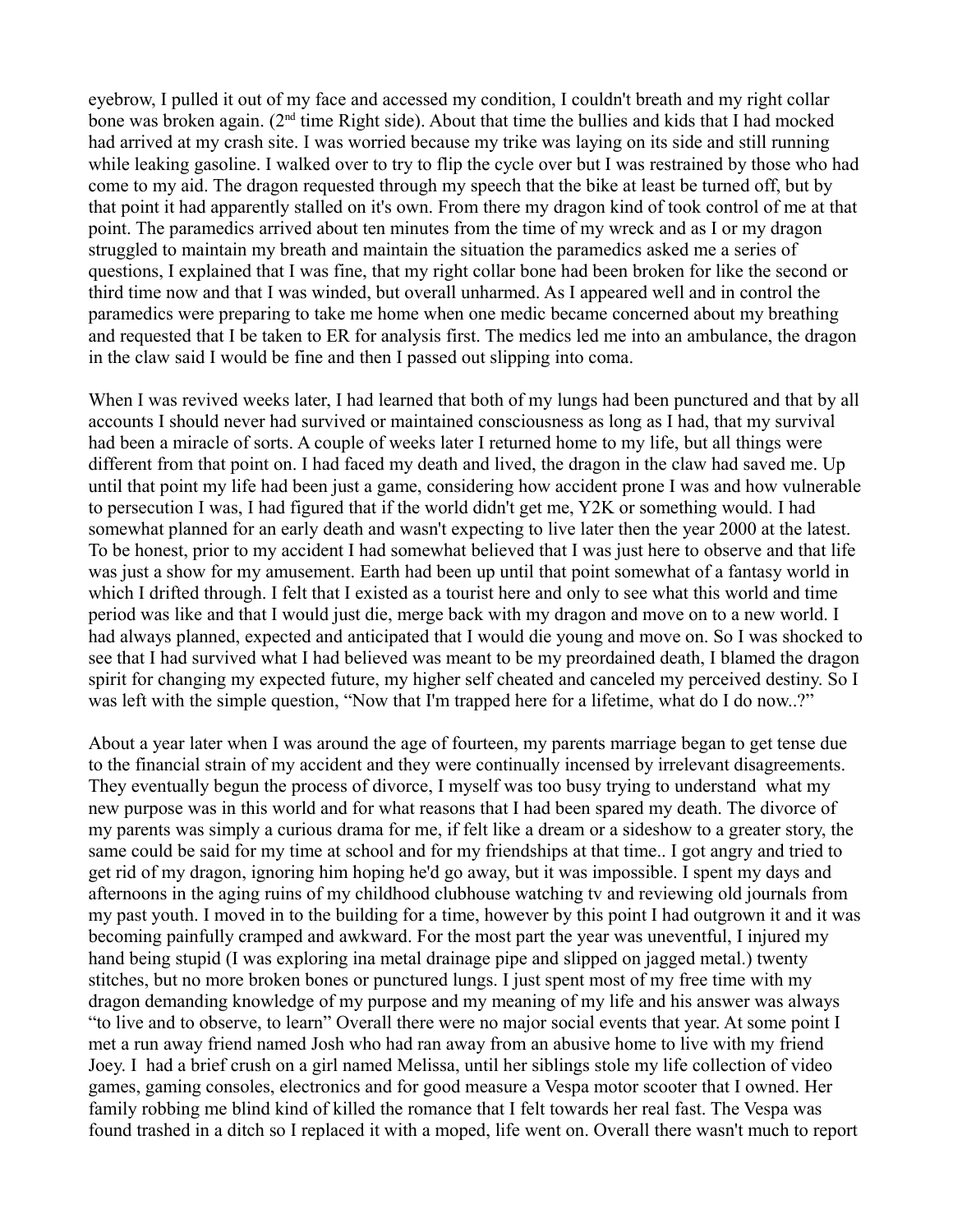eyebrow, I pulled it out of my face and accessed my condition, I couldn't breath and my right collar bone was broken again. (2nd time Right side). About that time the bullies and kids that I had mocked had arrived at my crash site. I was worried because my trike was laying on its side and still running while leaking gasoline. I walked over to try to flip the cycle over but I was restrained by those who had come to my aid. The dragon requested through my speech that the bike at least be turned off, but by that point it had apparently stalled on it's own. From there my dragon kind of took control of me at that point. The paramedics arrived about ten minutes from the time of my wreck and as I or my dragon struggled to maintain my breath and maintain the situation the paramedics asked me a series of questions, I explained that I was fine, that my right collar bone had been broken for like the second or third time now and that I was winded, but overall unharmed. As I appeared well and in control the paramedics were preparing to take me home when one medic became concerned about my breathing and requested that I be taken to ER for analysis first. The medics led me into an ambulance, the dragon in the claw said I would be fine and then I passed out slipping into coma.

When I was revived weeks later, I had learned that both of my lungs had been punctured and that by all accounts I should never had survived or maintained consciousness as long as I had, that my survival had been a miracle of sorts. A couple of weeks later I returned home to my life, but all things were different from that point on. I had faced my death and lived, the dragon in the claw had saved me. Up until that point my life had been just a game, considering how accident prone I was and how vulnerable to persecution I was, I had figured that if the world didn't get me, Y2K or something would. I had somewhat planned for an early death and wasn't expecting to live later then the year 2000 at the latest. To be honest, prior to my accident I had somewhat believed that I was just here to observe and that life was just a show for my amusement. Earth had been up until that point somewhat of a fantasy world in which I drifted through. I felt that I existed as a tourist here and only to see what this world and time period was like and that I would just die, merge back with my dragon and move on to a new world. I had always planned, expected and anticipated that I would die young and move on. So I was shocked to see that I had survived what I had believed was meant to be my preordained death, I blamed the dragon spirit for changing my expected future, my higher self cheated and canceled my perceived destiny. So I was left with the simple question, "Now that I'm trapped here for a lifetime, what do I do now..?"

About a year later when I was around the age of fourteen, my parents marriage began to get tense due to the financial strain of my accident and they were continually incensed by irrelevant disagreements. They eventually begun the process of divorce, I myself was too busy trying to understand what my new purpose was in this world and for what reasons that I had been spared my death. The divorce of my parents was simply a curious drama for me, if felt like a dream or a sideshow to a greater story, the same could be said for my time at school and for my friendships at that time.. I got angry and tried to get rid of my dragon, ignoring him hoping he'd go away, but it was impossible. I spent my days and afternoons in the aging ruins of my childhood clubhouse watching tv and reviewing old journals from my past youth. I moved in to the building for a time, however by this point I had outgrown it and it was becoming painfully cramped and awkward. For the most part the year was uneventful, I injured my hand being stupid (I was exploring ina metal drainage pipe and slipped on jagged metal.) twenty stitches, but no more broken bones or punctured lungs. I just spent most of my free time with my dragon demanding knowledge of my purpose and my meaning of my life and his answer was always "to live and to observe, to learn" Overall there were no major social events that year. At some point I met a run away friend named Josh who had ran away from an abusive home to live with my friend Joey. I had a brief crush on a girl named Melissa, until her siblings stole my life collection of video games, gaming consoles, electronics and for good measure a Vespa motor scooter that I owned. Her family robbing me blind kind of killed the romance that I felt towards her real fast. The Vespa was found trashed in a ditch so I replaced it with a moped, life went on. Overall there wasn't much to report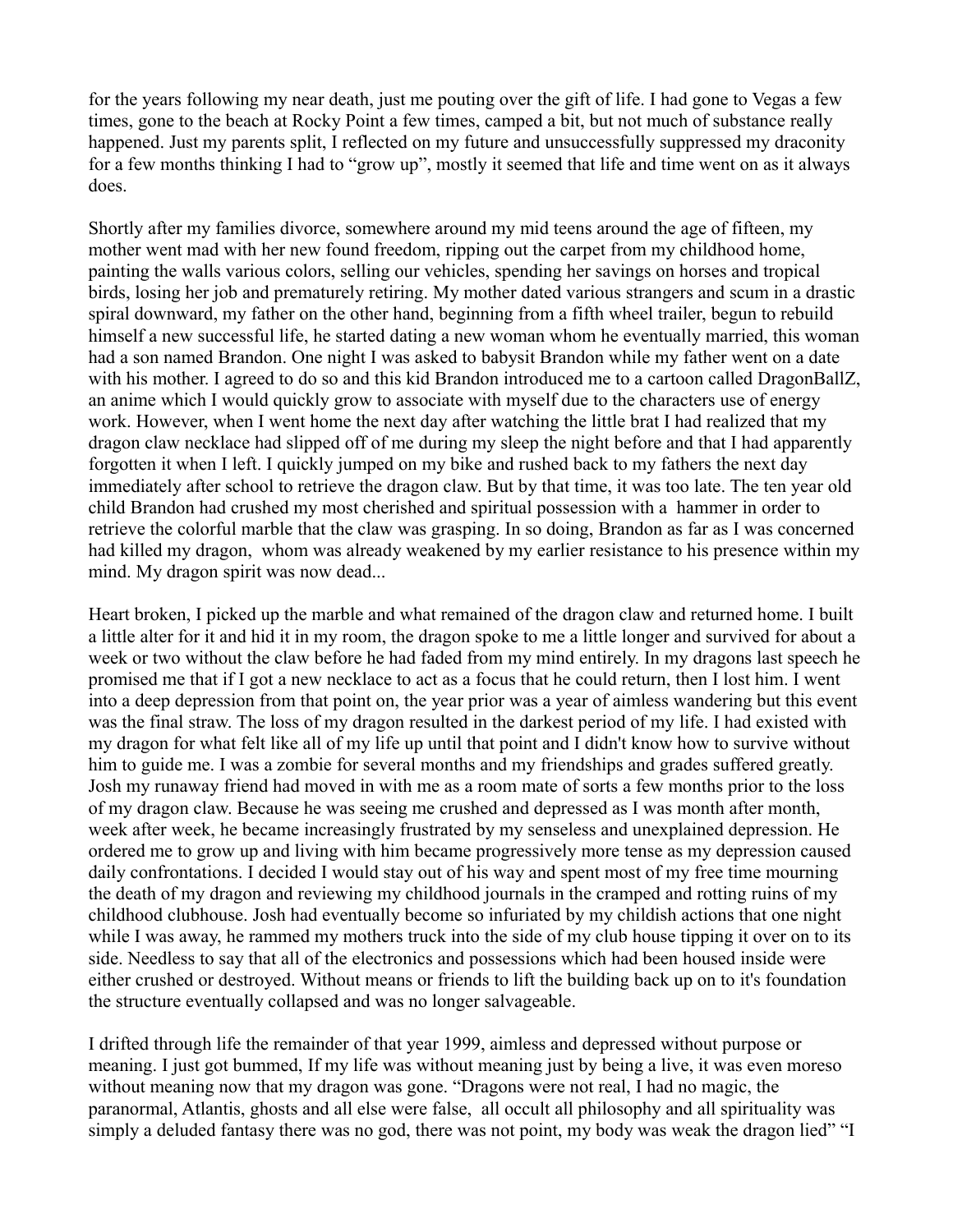for the years following my near death, just me pouting over the gift of life. I had gone to Vegas a few times, gone to the beach at Rocky Point a few times, camped a bit, but not much of substance really happened. Just my parents split, I reflected on my future and unsuccessfully suppressed my draconity for a few months thinking I had to "grow up", mostly it seemed that life and time went on as it always does.

Shortly after my families divorce, somewhere around my mid teens around the age of fifteen, my mother went mad with her new found freedom, ripping out the carpet from my childhood home, painting the walls various colors, selling our vehicles, spending her savings on horses and tropical birds, losing her job and prematurely retiring. My mother dated various strangers and scum in a drastic spiral downward, my father on the other hand, beginning from a fifth wheel trailer, begun to rebuild himself a new successful life, he started dating a new woman whom he eventually married, this woman had a son named Brandon. One night I was asked to babysit Brandon while my father went on a date with his mother. I agreed to do so and this kid Brandon introduced me to a cartoon called DragonBallZ, an anime which I would quickly grow to associate with myself due to the characters use of energy work. However, when I went home the next day after watching the little brat I had realized that my dragon claw necklace had slipped off of me during my sleep the night before and that I had apparently forgotten it when I left. I quickly jumped on my bike and rushed back to my fathers the next day immediately after school to retrieve the dragon claw. But by that time, it was too late. The ten year old child Brandon had crushed my most cherished and spiritual possession with a hammer in order to retrieve the colorful marble that the claw was grasping. In so doing, Brandon as far as I was concerned had killed my dragon, whom was already weakened by my earlier resistance to his presence within my mind. My dragon spirit was now dead...

Heart broken, I picked up the marble and what remained of the dragon claw and returned home. I built a little alter for it and hid it in my room, the dragon spoke to me a little longer and survived for about a week or two without the claw before he had faded from my mind entirely. In my dragons last speech he promised me that if I got a new necklace to act as a focus that he could return, then I lost him. I went into a deep depression from that point on, the year prior was a year of aimless wandering but this event was the final straw. The loss of my dragon resulted in the darkest period of my life. I had existed with my dragon for what felt like all of my life up until that point and I didn't know how to survive without him to guide me. I was a zombie for several months and my friendships and grades suffered greatly. Josh my runaway friend had moved in with me as a room mate of sorts a few months prior to the loss of my dragon claw. Because he was seeing me crushed and depressed as I was month after month, week after week, he became increasingly frustrated by my senseless and unexplained depression. He ordered me to grow up and living with him became progressively more tense as my depression caused daily confrontations. I decided I would stay out of his way and spent most of my free time mourning the death of my dragon and reviewing my childhood journals in the cramped and rotting ruins of my childhood clubhouse. Josh had eventually become so infuriated by my childish actions that one night while I was away, he rammed my mothers truck into the side of my club house tipping it over on to its side. Needless to say that all of the electronics and possessions which had been housed inside were either crushed or destroyed. Without means or friends to lift the building back up on to it's foundation the structure eventually collapsed and was no longer salvageable.

I drifted through life the remainder of that year 1999, aimless and depressed without purpose or meaning. I just got bummed, If my life was without meaning just by being a live, it was even moreso without meaning now that my dragon was gone. "Dragons were not real, I had no magic, the paranormal, Atlantis, ghosts and all else were false, all occult all philosophy and all spirituality was simply a deluded fantasy there was no god, there was not point, my body was weak the dragon lied" "I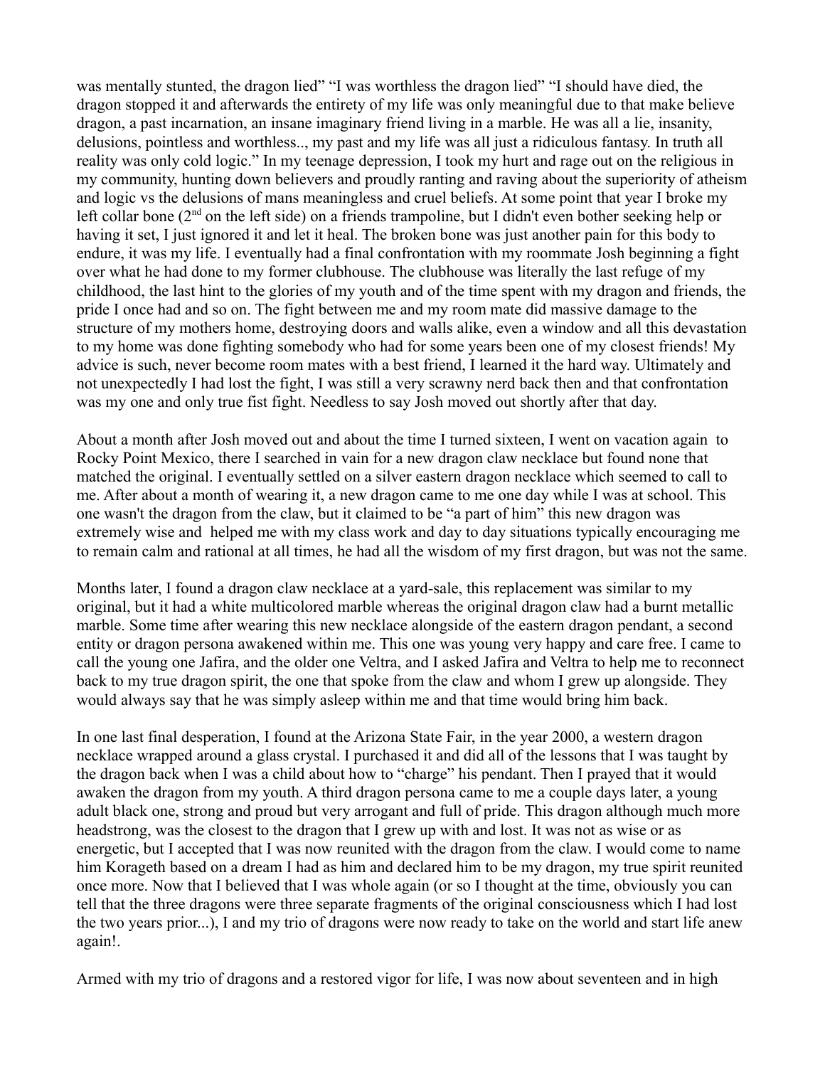was mentally stunted, the dragon lied" "I was worthless the dragon lied" "I should have died, the dragon stopped it and afterwards the entirety of my life was only meaningful due to that make believe dragon, a past incarnation, an insane imaginary friend living in a marble. He was all a lie, insanity, delusions, pointless and worthless.., my past and my life was all just a ridiculous fantasy. In truth all reality was only cold logic." In my teenage depression, I took my hurt and rage out on the religious in my community, hunting down believers and proudly ranting and raving about the superiority of atheism and logic vs the delusions of mans meaningless and cruel beliefs. At some point that year I broke my left collar bone (2nd on the left side) on a friends trampoline, but I didn't even bother seeking help or having it set, I just ignored it and let it heal. The broken bone was just another pain for this body to endure, it was my life. I eventually had a final confrontation with my roommate Josh beginning a fight over what he had done to my former clubhouse. The clubhouse was literally the last refuge of my childhood, the last hint to the glories of my youth and of the time spent with my dragon and friends, the pride I once had and so on. The fight between me and my room mate did massive damage to the structure of my mothers home, destroying doors and walls alike, even a window and all this devastation to my home was done fighting somebody who had for some years been one of my closest friends! My advice is such, never become room mates with a best friend, I learned it the hard way. Ultimately and not unexpectedly I had lost the fight, I was still a very scrawny nerd back then and that confrontation was my one and only true fist fight. Needless to say Josh moved out shortly after that day.

About a month after Josh moved out and about the time I turned sixteen, I went on vacation again to Rocky Point Mexico, there I searched in vain for a new dragon claw necklace but found none that matched the original. I eventually settled on a silver eastern dragon necklace which seemed to call to me. After about a month of wearing it, a new dragon came to me one day while I was at school. This one wasn't the dragon from the claw, but it claimed to be "a part of him" this new dragon was extremely wise and helped me with my class work and day to day situations typically encouraging me to remain calm and rational at all times, he had all the wisdom of my first dragon, but was not the same.

Months later, I found a dragon claw necklace at a yard-sale, this replacement was similar to my original, but it had a white multicolored marble whereas the original dragon claw had a burnt metallic marble. Some time after wearing this new necklace alongside of the eastern dragon pendant, a second entity or dragon persona awakened within me. This one was young very happy and care free. I came to call the young one Jafira, and the older one Veltra, and I asked Jafira and Veltra to help me to reconnect back to my true dragon spirit, the one that spoke from the claw and whom I grew up alongside. They would always say that he was simply asleep within me and that time would bring him back.

In one last final desperation, I found at the Arizona State Fair, in the year 2000, a western dragon necklace wrapped around a glass crystal. I purchased it and did all of the lessons that I was taught by the dragon back when I was a child about how to "charge" his pendant. Then I prayed that it would awaken the dragon from my youth. A third dragon persona came to me a couple days later, a young adult black one, strong and proud but very arrogant and full of pride. This dragon although much more headstrong, was the closest to the dragon that I grew up with and lost. It was not as wise or as energetic, but I accepted that I was now reunited with the dragon from the claw. I would come to name him Korageth based on a dream I had as him and declared him to be my dragon, my true spirit reunited once more. Now that I believed that I was whole again (or so I thought at the time, obviously you can tell that the three dragons were three separate fragments of the original consciousness which I had lost the two years prior...), I and my trio of dragons were now ready to take on the world and start life anew again!.

Armed with my trio of dragons and a restored vigor for life, I was now about seventeen and in high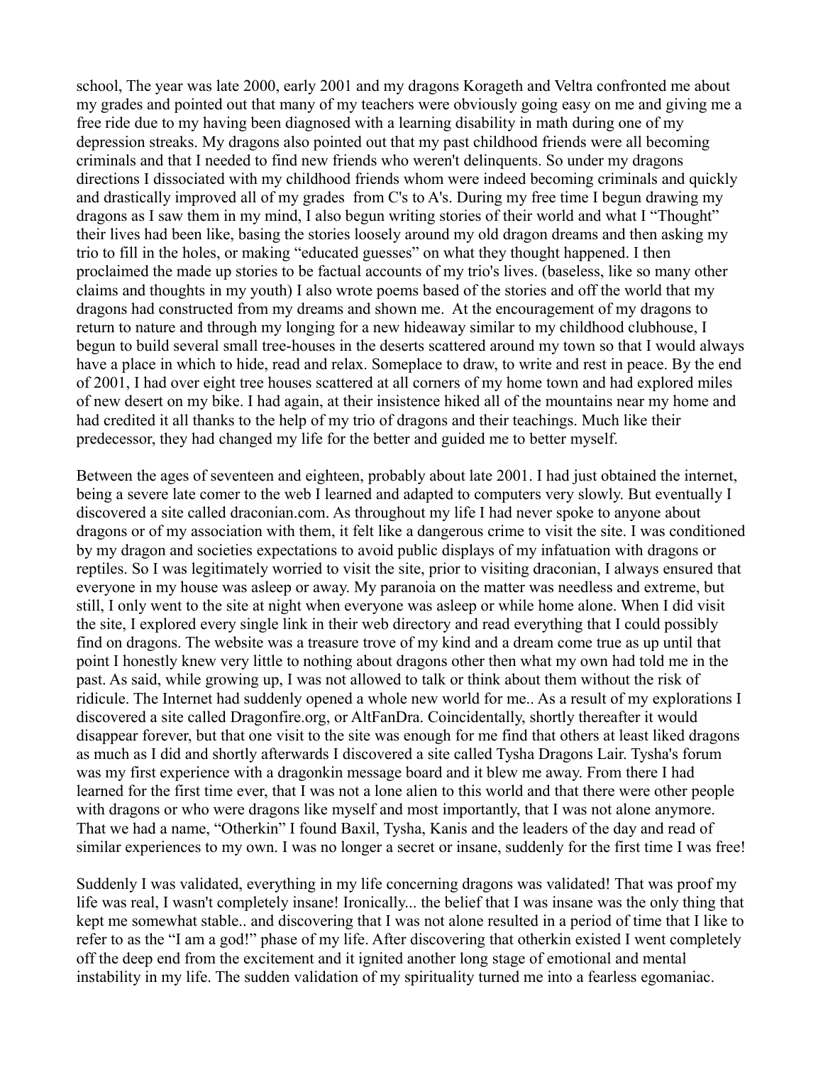school, The year was late 2000, early 2001 and my dragons Korageth and Veltra confronted me about my grades and pointed out that many of my teachers were obviously going easy on me and giving me a free ride due to my having been diagnosed with a learning disability in math during one of my depression streaks. My dragons also pointed out that my past childhood friends were all becoming criminals and that I needed to find new friends who weren't delinquents. So under my dragons directions I dissociated with my childhood friends whom were indeed becoming criminals and quickly and drastically improved all of my grades from C's to A's. During my free time I begun drawing my dragons as I saw them in my mind, I also begun writing stories of their world and what I "Thought" their lives had been like, basing the stories loosely around my old dragon dreams and then asking my trio to fill in the holes, or making "educated guesses" on what they thought happened. I then proclaimed the made up stories to be factual accounts of my trio's lives. (baseless, like so many other claims and thoughts in my youth) I also wrote poems based of the stories and off the world that my dragons had constructed from my dreams and shown me. At the encouragement of my dragons to return to nature and through my longing for a new hideaway similar to my childhood clubhouse, I begun to build several small tree-houses in the deserts scattered around my town so that I would always have a place in which to hide, read and relax. Someplace to draw, to write and rest in peace. By the end of 2001, I had over eight tree houses scattered at all corners of my home town and had explored miles of new desert on my bike. I had again, at their insistence hiked all of the mountains near my home and had credited it all thanks to the help of my trio of dragons and their teachings. Much like their predecessor, they had changed my life for the better and guided me to better myself.

Between the ages of seventeen and eighteen, probably about late 2001. I had just obtained the internet, being a severe late comer to the web I learned and adapted to computers very slowly. But eventually I discovered a site called draconian.com. As throughout my life I had never spoke to anyone about dragons or of my association with them, it felt like a dangerous crime to visit the site. I was conditioned by my dragon and societies expectations to avoid public displays of my infatuation with dragons or reptiles. So I was legitimately worried to visit the site, prior to visiting draconian, I always ensured that everyone in my house was asleep or away. My paranoia on the matter was needless and extreme, but still, I only went to the site at night when everyone was asleep or while home alone. When I did visit the site, I explored every single link in their web directory and read everything that I could possibly find on dragons. The website was a treasure trove of my kind and a dream come true as up until that point I honestly knew very little to nothing about dragons other then what my own had told me in the past. As said, while growing up, I was not allowed to talk or think about them without the risk of ridicule. The Internet had suddenly opened a whole new world for me.. As a result of my explorations I discovered a site called Dragonfire.org, or AltFanDra. Coincidentally, shortly thereafter it would disappear forever, but that one visit to the site was enough for me find that others at least liked dragons as much as I did and shortly afterwards I discovered a site called Tysha Dragons Lair. Tysha's forum was my first experience with a dragonkin message board and it blew me away. From there I had learned for the first time ever, that I was not a lone alien to this world and that there were other people with dragons or who were dragons like myself and most importantly, that I was not alone anymore. That we had a name, "Otherkin" I found Baxil, Tysha, Kanis and the leaders of the day and read of similar experiences to my own. I was no longer a secret or insane, suddenly for the first time I was free!

Suddenly I was validated, everything in my life concerning dragons was validated! That was proof my life was real, I wasn't completely insane! Ironically... the belief that I was insane was the only thing that kept me somewhat stable.. and discovering that I was not alone resulted in a period of time that I like to refer to as the "I am a god!" phase of my life. After discovering that otherkin existed I went completely off the deep end from the excitement and it ignited another long stage of emotional and mental instability in my life. The sudden validation of my spirituality turned me into a fearless egomaniac.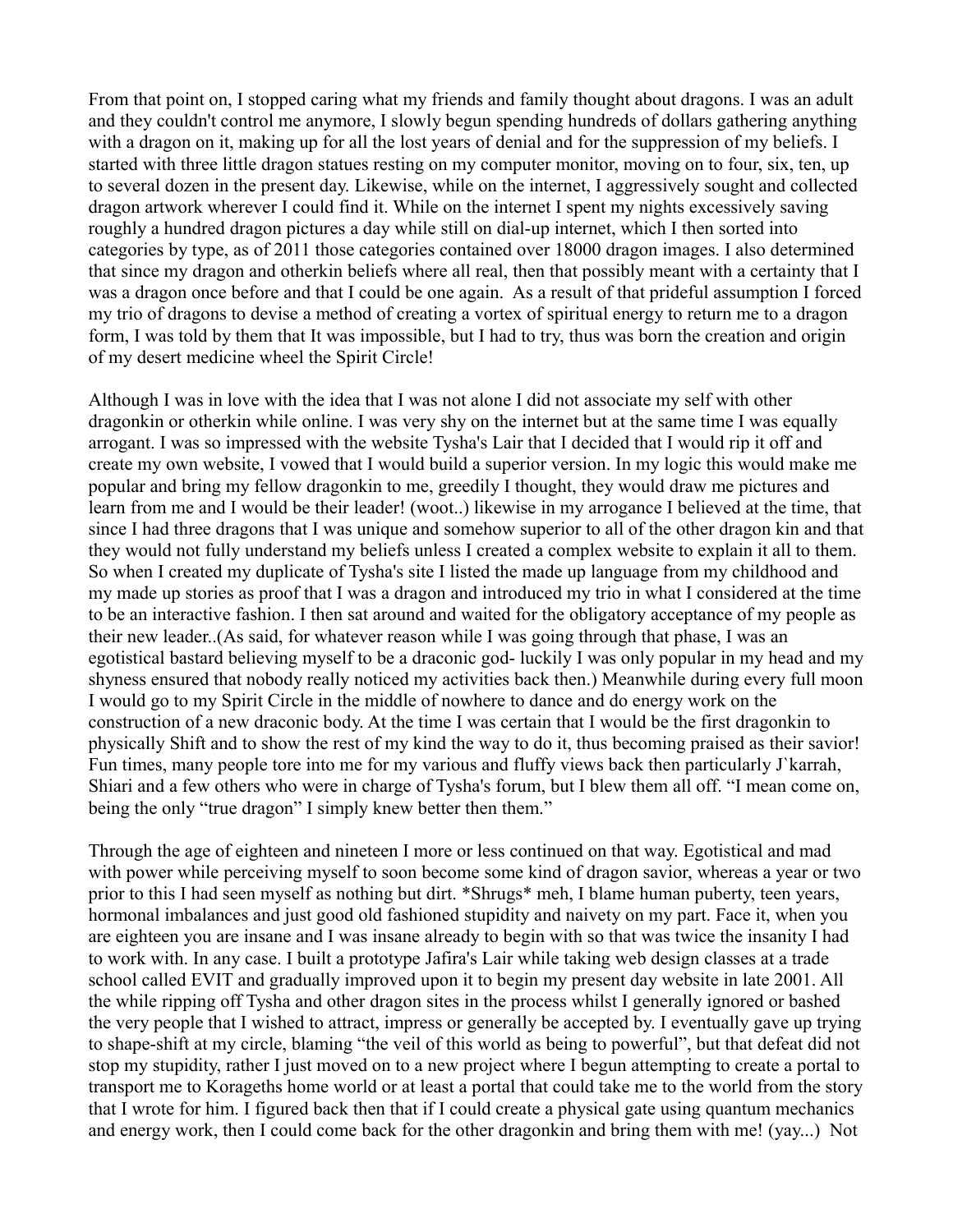From that point on, I stopped caring what my friends and family thought about dragons. I was an adult and they couldn't control me anymore, I slowly begun spending hundreds of dollars gathering anything with a dragon on it, making up for all the lost years of denial and for the suppression of my beliefs. I started with three little dragon statues resting on my computer monitor, moving on to four, six, ten, up to several dozen in the present day. Likewise, while on the internet, I aggressively sought and collected dragon artwork wherever I could find it. While on the internet I spent my nights excessively saving roughly a hundred dragon pictures a day while still on dial-up internet, which I then sorted into categories by type, as of 2011 those categories contained over 18000 dragon images. I also determined that since my dragon and otherkin beliefs where all real, then that possibly meant with a certainty that I was a dragon once before and that I could be one again. As a result of that prideful assumption I forced my trio of dragons to devise a method of creating a vortex of spiritual energy to return me to a dragon form, I was told by them that It was impossible, but I had to try, thus was born the creation and origin of my desert medicine wheel the Spirit Circle!

Although I was in love with the idea that I was not alone I did not associate my self with other dragonkin or otherkin while online. I was very shy on the internet but at the same time I was equally arrogant. I was so impressed with the website Tysha's Lair that I decided that I would rip it off and create my own website, I vowed that I would build a superior version. In my logic this would make me popular and bring my fellow dragonkin to me, greedily I thought, they would draw me pictures and learn from me and I would be their leader! (woot..) likewise in my arrogance I believed at the time, that since I had three dragons that I was unique and somehow superior to all of the other dragon kin and that they would not fully understand my beliefs unless I created a complex website to explain it all to them. So when I created my duplicate of Tysha's site I listed the made up language from my childhood and my made up stories as proof that I was a dragon and introduced my trio in what I considered at the time to be an interactive fashion. I then sat around and waited for the obligatory acceptance of my people as their new leader..(As said, for whatever reason while I was going through that phase, I was an egotistical bastard believing myself to be a draconic god- luckily I was only popular in my head and my shyness ensured that nobody really noticed my activities back then.) Meanwhile during every full moon I would go to my Spirit Circle in the middle of nowhere to dance and do energy work on the construction of a new draconic body. At the time I was certain that I would be the first dragonkin to physically Shift and to show the rest of my kind the way to do it, thus becoming praised as their savior! Fun times, many people tore into me for my various and fluffy views back then particularly J`karrah, Shiari and a few others who were in charge of Tysha's forum, but I blew them all off. "I mean come on, being the only "true dragon" I simply knew better then them."

Through the age of eighteen and nineteen I more or less continued on that way. Egotistical and mad with power while perceiving myself to soon become some kind of dragon savior, whereas a year or two prior to this I had seen myself as nothing but dirt. *Shrugs* meh, I blame human puberty, teen years, hormonal imbalances and just good old fashioned stupidity and naivety on my part. Face it, when you are eighteen you are insane and I was insane already to begin with so that was twice the insanity I had to work with. In any case. I built a prototype Jafira's Lair while taking web design classes at a trade school called EVIT and gradually improved upon it to begin my present day website in late 2001. All the while ripping off Tysha and other dragon sites in the process whilst I generally ignored or bashed the very people that I wished to attract, impress or generally be accepted by. I eventually gave up trying to shape-shift at my circle, blaming "the veil of this world as being to powerful", but that defeat did not stop my stupidity, rather I just moved on to a new project where I begun attempting to create a portal to transport me to Korageths home world or at least a portal that could take me to the world from the story that I wrote for him. I figured back then that if I could create a physical gate using quantum mechanics and energy work, then I could come back for the other dragonkin and bring them with me! (yay...) Not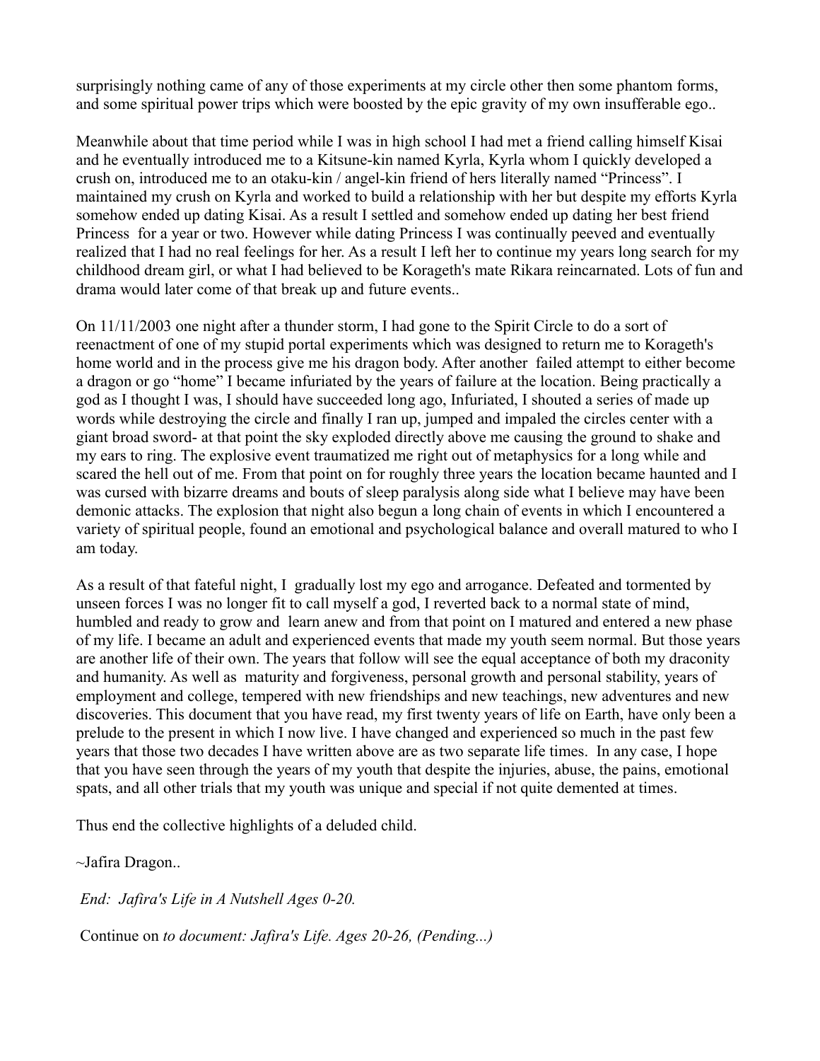surprisingly nothing came of any of those experiments at my circle other then some phantom forms, and some spiritual power trips which were boosted by the epic gravity of my own insufferable ego..

Meanwhile about that time period while I was in high school I had met a friend calling himself Kisai and he eventually introduced me to a Kitsune-kin named Kyrla, Kyrla whom I quickly developed a crush on, introduced me to an otaku-kin / angel-kin friend of hers literally named "Princess". I maintained my crush on Kyrla and worked to build a relationship with her but despite my efforts Kyrla somehow ended up dating Kisai. As a result I settled and somehow ended up dating her best friend Princess for a year or two. However while dating Princess I was continually peeved and eventually realized that I had no real feelings for her. As a result I left her to continue my years long search for my childhood dream girl, or what I had believed to be Korageth's mate Rikara reincarnated. Lots of fun and drama would later come of that break up and future events..

On 11/11/2003 one night after a thunder storm, I had gone to the Spirit Circle to do a sort of reenactment of one of my stupid portal experiments which was designed to return me to Korageth's home world and in the process give me his dragon body. After another failed attempt to either become a dragon or go "home" I became infuriated by the years of failure at the location. Being practically a god as I thought I was, I should have succeeded long ago, Infuriated, I shouted a series of made up words while destroying the circle and finally I ran up, jumped and impaled the circles center with a giant broad sword- at that point the sky exploded directly above me causing the ground to shake and my ears to ring. The explosive event traumatized me right out of metaphysics for a long while and scared the hell out of me. From that point on for roughly three years the location became haunted and I was cursed with bizarre dreams and bouts of sleep paralysis along side what I believe may have been demonic attacks. The explosion that night also begun a long chain of events in which I encountered a variety of spiritual people, found an emotional and psychological balance and overall matured to who I am today.

As a result of that fateful night, I gradually lost my ego and arrogance. Defeated and tormented by unseen forces I was no longer fit to call myself a god, I reverted back to a normal state of mind, humbled and ready to grow and learn anew and from that point on I matured and entered a new phase of my life. I became an adult and experienced events that made my youth seem normal. But those years are another life of their own. The years that follow will see the equal acceptance of both my draconity and humanity. As well as maturity and forgiveness, personal growth and personal stability, years of employment and college, tempered with new friendships and new teachings, new adventures and new discoveries. This document that you have read, my first twenty years of life on Earth, have only been a prelude to the present in which I now live. I have changed and experienced so much in the past few years that those two decades I have written above are as two separate life times. In any case, I hope that you have seen through the years of my youth that despite the injuries, abuse, the pains, emotional spats, and all other trials that my youth was unique and special if not quite demented at times.

Thus end the collective highlights of a deluded child.

~Jafira Dragon..

*End: Jafira's Life in A Nutshell Ages 0-20.*

Continue on *to document: Jafira's Life. Ages 20-26, (Pending...)*